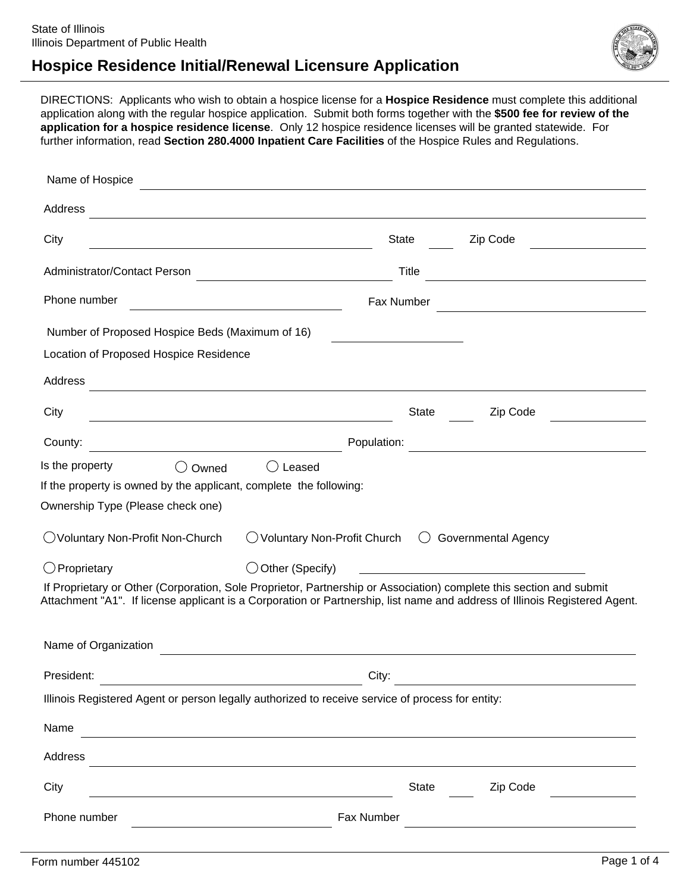State of Illinois
Illinois Department of Public Health

# Hospice Residence Initial/Renewal Licensure Application

DIRECTIONS: Applicants who wish to obtain a hospice license for a **Hospice Residence** must complete this additional application along with the regular hospice application. Submit both forms together with the **$500 fee for review of the application for a hospice residence license**. Only 12 hospice residence licenses will be granted statewide. For further information, read **Section 280.4000 Inpatient Care Facilities** of the Hospice Rules and Regulations.

Name of Hospice ______________________________

Address ______________________________

City ______________________ State ____ Zip Code __________

Administrator/Contact Person ______________________ Title ______________________

Phone number ______________________ Fax Number ______________________

Number of Proposed Hospice Beds (Maximum of 16) __________

Location of Proposed Hospice Residence

Address ______________________________

City ______________________ State ____ Zip Code __________

County: ______________________ Population: ______________________

Is the property ◯ Owned ◯ Leased

If the property is owned by the applicant, complete the following:

Ownership Type (Please check one)

◯ Voluntary Non-Profit Non-Church ◯ Voluntary Non-Profit Church ◯ Governmental Agency

◯ Proprietary ◯ Other (Specify) ______________________

If Proprietary or Other (Corporation, Sole Proprietor, Partnership or Association) complete this section and submit Attachment "A1". If license applicant is a Corporation or Partnership, list name and address of Illinois Registered Agent.

Name of Organization ______________________________

President: ______________________ City: ______________________

Illinois Registered Agent or person legally authorized to receive service of process for entity:

Name ______________________________

Address ______________________________

City ______________________ State ____ Zip Code __________

Phone number ______________________ Fax Number ______________________

Form number 445102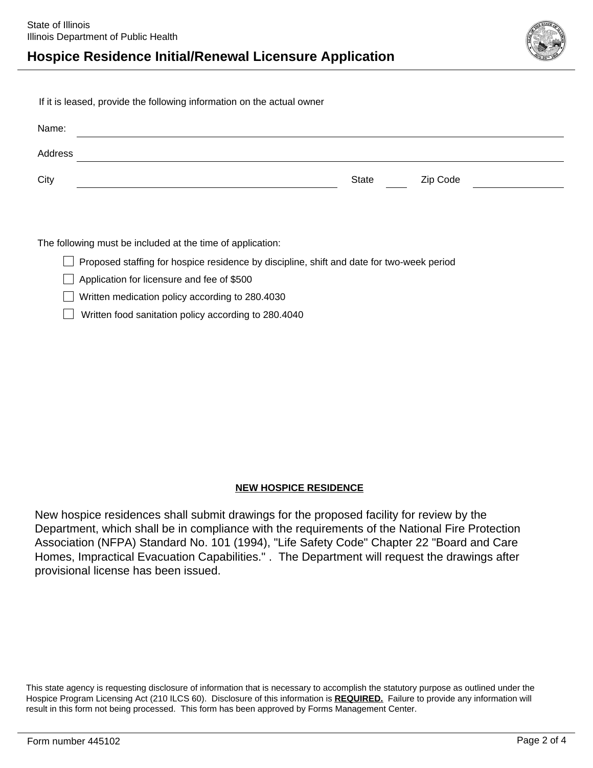If it is leased, provide the following information on the actual owner

Name: ______________________________

Address ______________________________

City ______________________________ State ______ Zip Code ______________

The following must be included at the time of application:

- [ ] Proposed staffing for hospice residence by discipline, shift and date for two-week period
- [ ] Application for licensure and fee of $500
- [ ] Written medication policy according to 280.4030
- [ ] Written food sanitation policy according to 280.4040

**NEW HOSPICE RESIDENCE**

New hospice residences shall submit drawings for the proposed facility for review by the Department, which shall be in compliance with the requirements of the National Fire Protection Association (NFPA) Standard No. 101 (1994), "Life Safety Code" Chapter 22 "Board and Care Homes, Impractical Evacuation Capabilities." . The Department will request the drawings after provisional license has been issued.

This state agency is requesting disclosure of information that is necessary to accomplish the statutory purpose as outlined under the Hospice Program Licensing Act (210 ILCS 60). Disclosure of this information is **REQUIRED.** Failure to provide any information will result in this form not being processed. This form has been approved by Forms Management Center.

Form number 445102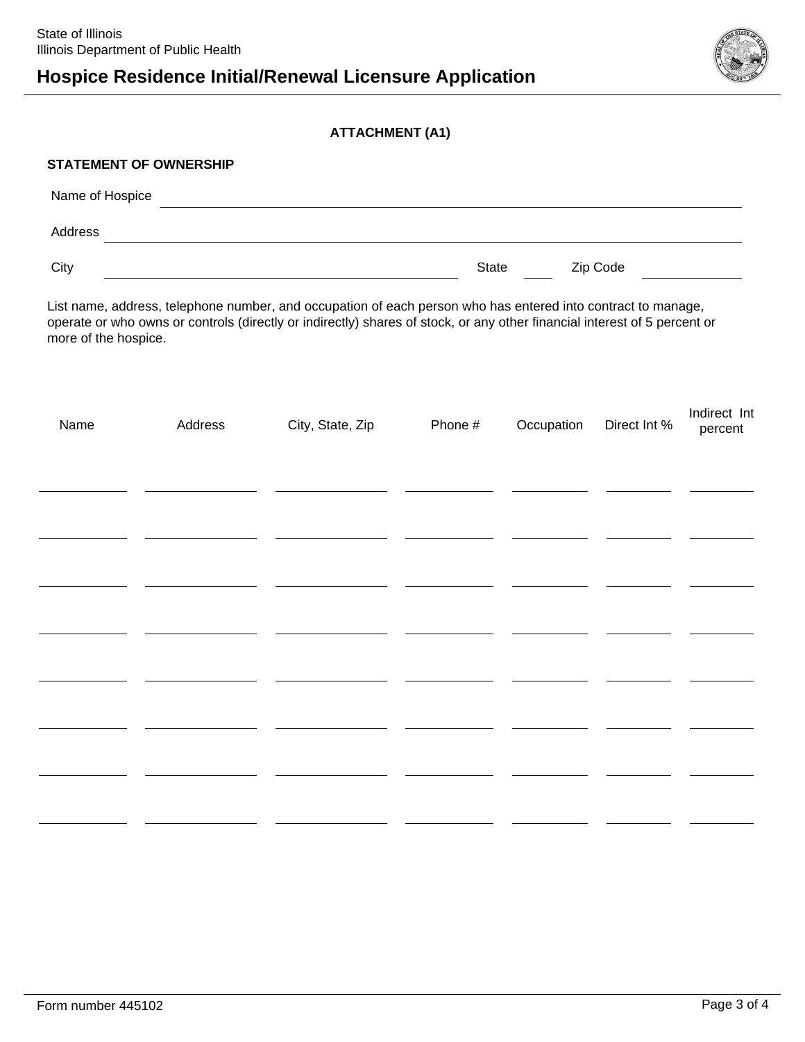State of Illinois
Illinois Department of Public Health

# Hospice Residence Initial/Renewal Licensure Application

**ATTACHMENT (A1)**

**STATEMENT OF OWNERSHIP**

Name of Hospice ______________________________

Address ______________________________

City ______________________________ State ____ Zip Code ____________

List name, address, telephone number, and occupation of each person who has entered into contract to manage, operate or who owns or controls (directly or indirectly) shares of stock, or any other financial interest of 5 percent or more of the hospice.

| Name | Address | City, State, Zip | Phone # | Occupation | Direct Int % | Indirect Int percent |
|---|---|---|---|---|---|---|
| | | | | | | |
| | | | | | | |
| | | | | | | |
| | | | | | | |
| | | | | | | |
| | | | | | | |
| | | | | | | |
| | | | | | | |

Form number 445102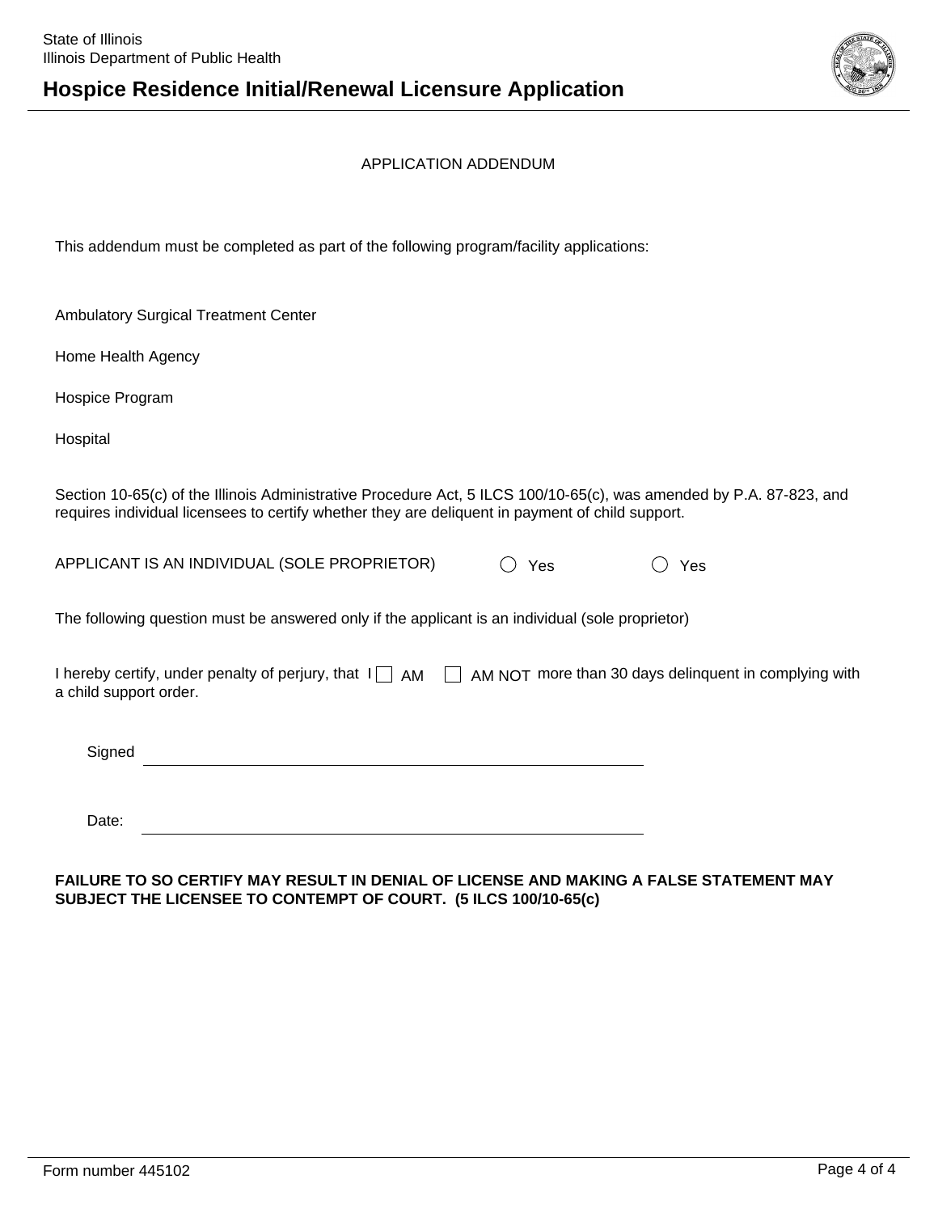State of Illinois
Illinois Department of Public Health

# Hospice Residence Initial/Renewal Licensure Application

APPLICATION ADDENDUM

This addendum must be completed as part of the following program/facility applications:

Ambulatory Surgical Treatment Center

Home Health Agency

Hospice Program

Hospital

Section 10-65(c) of the Illinois Administrative Procedure Act, 5 ILCS 100/10-65(c), was amended by P.A. 87-823, and requires individual licensees to certify whether they are deliquent in payment of child support.

APPLICANT IS AN INDIVIDUAL (SOLE PROPRIETOR) ○ Yes ○ Yes

The following question must be answered only if the applicant is an individual (sole proprietor)

I hereby certify, under penalty of perjury, that I ☐ AM ☐ AM NOT more than 30 days delinquent in complying with a child support order.

Signed ______________________________

Date: ______________________________

**FAILURE TO SO CERTIFY MAY RESULT IN DENIAL OF LICENSE AND MAKING A FALSE STATEMENT MAY SUBJECT THE LICENSEE TO CONTEMPT OF COURT. (5 ILCS 100/10-65(c)**

Form number 445102